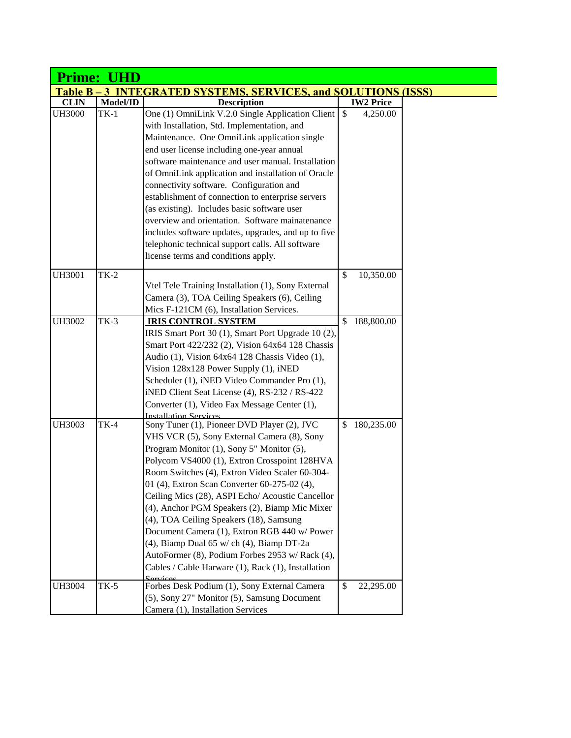## Prime: UHD

### Table B – 3 INTEGRATED SYSTEMS, SERVICES, and SOLUTIONS (ISSS)

| CLIN | Model/ID | Description | IW2 Price |
|---|---|---|---|
| UH3000 | TK-1 | One (1) OmniLink V.2.0 Single Application Client with Installation, Std. Implementation, and Maintenance. One OmniLink application single end user license including one-year annual software maintenance and user manual. Installation of OmniLink application and installation of Oracle connectivity software. Configuration and establishment of connection to enterprise servers (as existing). Includes basic software user overview and orientation. Software mainatenance includes software updates, upgrades, and up to five telephonic technical support calls. All software license terms and conditions apply. | $ 4,250.00 |
| UH3001 | TK-2 | Vtel Tele Training Installation (1), Sony External Camera (3), TOA Ceiling Speakers (6), Ceiling Mics F-121CM (6), Installation Services. | $ 10,350.00 |
| UH3002 | TK-3 | **IRIS CONTROL SYSTEM** IRIS Smart Port 30 (1), Smart Port Upgrade 10 (2), Smart Port 422/232 (2), Vision 64x64 128 Chassis Audio (1), Vision 64x64 128 Chassis Video (1), Vision 128x128 Power Supply (1), iNED Scheduler (1), iNED Video Commander Pro (1), iNED Client Seat License (4), RS-232 / RS-422 Converter (1), Video Fax Message Center (1), Installation Services | $ 188,800.00 |
| UH3003 | TK-4 | Sony Tuner (1), Pioneer DVD Player (2), JVC VHS VCR (5), Sony External Camera (8), Sony Program Monitor (1), Sony 5" Monitor (5), Polycom VS4000 (1), Extron Crosspoint 128HVA Room Switches (4), Extron Video Scaler 60-304-01 (4), Extron Scan Converter 60-275-02 (4), Ceiling Mics (28), ASPI Echo/ Acoustic Cancellor (4), Anchor PGM Speakers (2), Biamp Mic Mixer (4), TOA Ceiling Speakers (18), Samsung Document Camera (1), Extron RGB 440 w/ Power (4), Biamp Dual 65 w/ ch (4), Biamp DT-2a AutoFormer (8), Podium Forbes 2953 w/ Rack (4), Cables / Cable Harware (1), Rack (1), Installation Services | $ 180,235.00 |
| UH3004 | TK-5 | Forbes Desk Podium (1), Sony External Camera (5), Sony 27" Monitor (5), Samsung Document Camera (1), Installation Services | $ 22,295.00 |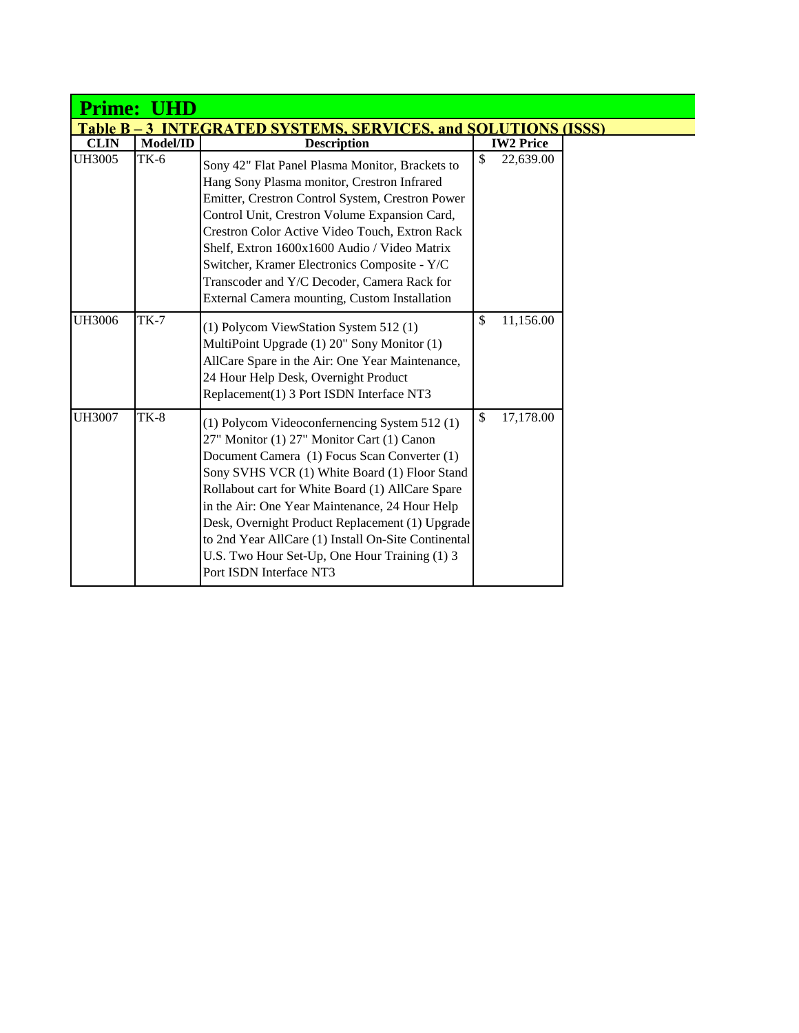# Prime: UHD

## Table B – 3 INTEGRATED SYSTEMS, SERVICES, and SOLUTIONS (ISSS)

| CLIN | Model/ID | Description | IW2 Price |
|---|---|---|---|
| UH3005 | TK-6 | Sony 42" Flat Panel Plasma Monitor, Brackets to Hang Sony Plasma monitor, Crestron Infrared Emitter, Crestron Control System, Crestron Power Control Unit, Crestron Volume Expansion Card, Crestron Color Active Video Touch, Extron Rack Shelf, Extron 1600x1600 Audio / Video Matrix Switcher, Kramer Electronics Composite - Y/C Transcoder and Y/C Decoder, Camera Rack for External Camera mounting, Custom Installation | $ 22,639.00 |
| UH3006 | TK-7 | (1) Polycom ViewStation System 512 (1) MultiPoint Upgrade (1) 20" Sony Monitor (1) AllCare Spare in the Air: One Year Maintenance, 24 Hour Help Desk, Overnight Product Replacement(1) 3 Port ISDN Interface NT3 | $ 11,156.00 |
| UH3007 | TK-8 | (1) Polycom Videoconferencing System 512 (1) 27" Monitor (1) 27" Monitor Cart (1) Canon Document Camera (1) Focus Scan Converter (1) Sony SVHS VCR (1) White Board (1) Floor Stand Rollabout cart for White Board (1) AllCare Spare in the Air: One Year Maintenance, 24 Hour Help Desk, Overnight Product Replacement (1) Upgrade to 2nd Year AllCare (1) Install On-Site Continental U.S. Two Hour Set-Up, One Hour Training (1) 3 Port ISDN Interface NT3 | $ 17,178.00 |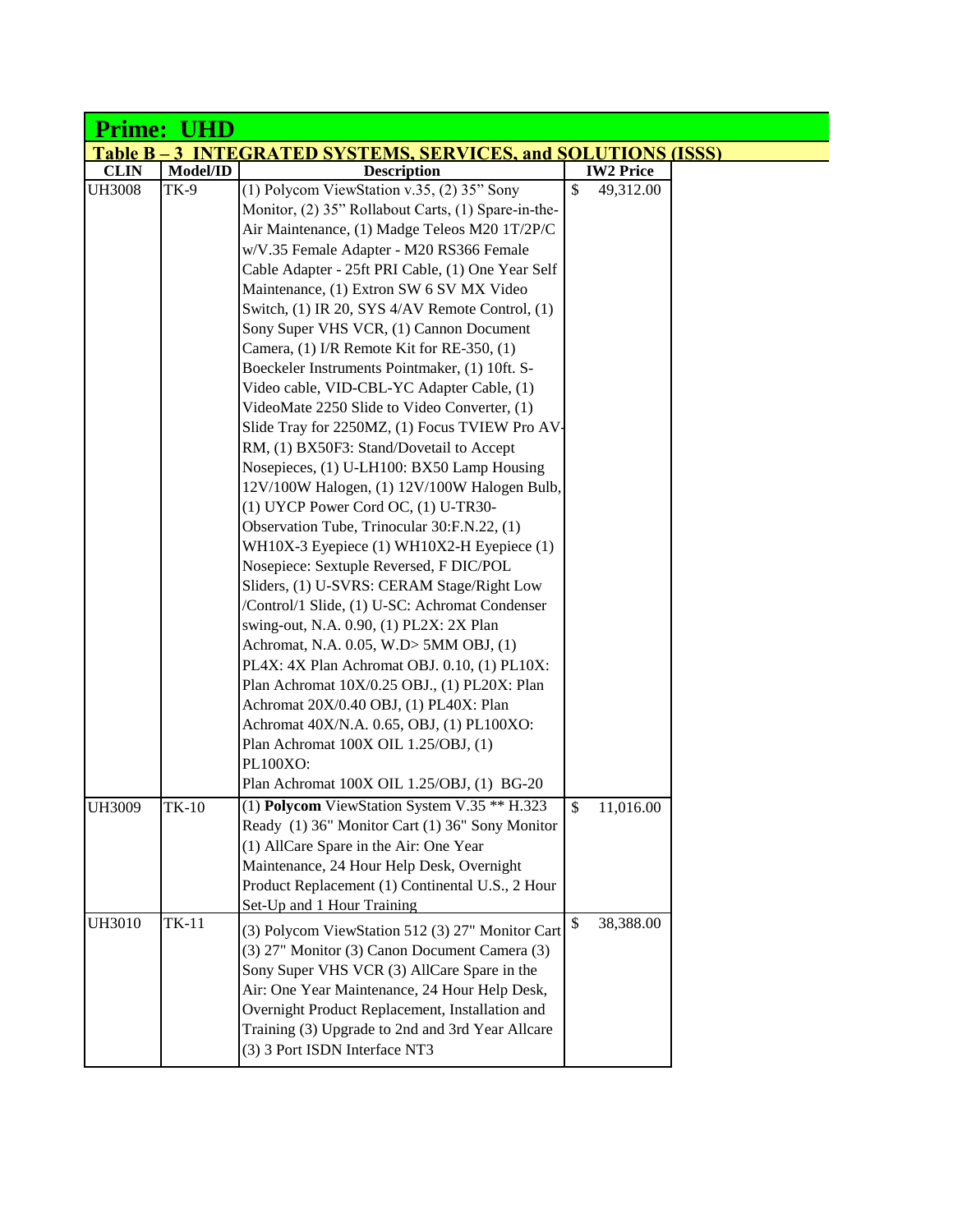## Prime: UHD

### Table B – 3 INTEGRATED SYSTEMS, SERVICES, and SOLUTIONS (ISSS)

| CLIN | Model/ID | Description | IW2 Price |
|---|---|---|---|
| UH3008 | TK-9 | (1) Polycom ViewStation v.35, (2) 35" Sony Monitor, (2) 35" Rollabout Carts, (1) Spare-in-the-Air Maintenance, (1) Madge Teleos M20 1T/2P/C w/V.35 Female Adapter - M20 RS366 Female Cable Adapter - 25ft PRI Cable, (1) One Year Self Maintenance, (1) Extron SW 6 SV MX Video Switch, (1) IR 20, SYS 4/AV Remote Control, (1) Sony Super VHS VCR, (1) Cannon Document Camera, (1) I/R Remote Kit for RE-350, (1) Boeckeler Instruments Pointmaker, (1) 10ft. S-Video cable, VID-CBL-YC Adapter Cable, (1) VideoMate 2250 Slide to Video Converter, (1) Slide Tray for 2250MZ, (1) Focus TVIEW Pro AV-RM, (1) BX50F3: Stand/Dovetail to Accept Nosepieces, (1) U-LH100: BX50 Lamp Housing 12V/100W Halogen, (1) 12V/100W Halogen Bulb, (1) UYCP Power Cord OC, (1) U-TR30-Observation Tube, Trinocular 30:F.N.22, (1) WH10X-3 Eyepiece (1) WH10X2-H Eyepiece (1) Nosepiece: Sextuple Reversed, F DIC/POL Sliders, (1) U-SVRS: CERAM Stage/Right Low /Control/1 Slide, (1) U-SC: Achromat Condenser swing-out, N.A. 0.90, (1) PL2X: 2X Plan Achromat, N.A. 0.05, W.D> 5MM OBJ, (1) PL4X: 4X Plan Achromat OBJ. 0.10, (1) PL10X: Plan Achromat 10X/0.25 OBJ., (1) PL20X: Plan Achromat 20X/0.40 OBJ, (1) PL40X: Plan Achromat 40X/N.A. 0.65, OBJ, (1) PL100XO: Plan Achromat 100X OIL 1.25/OBJ, (1) PL100XO: Plan Achromat 100X OIL 1.25/OBJ, (1) BG-20 | $ 49,312.00 |
| UH3009 | TK-10 | (1) **Polycom** ViewStation System V.35 ** H.323 Ready (1) 36" Monitor Cart (1) 36" Sony Monitor (1) AllCare Spare in the Air: One Year Maintenance, 24 Hour Help Desk, Overnight Product Replacement (1) Continental U.S., 2 Hour Set-Up and 1 Hour Training | $ 11,016.00 |
| UH3010 | TK-11 | (3) Polycom ViewStation 512 (3) 27" Monitor Cart (3) 27" Monitor (3) Canon Document Camera (3) Sony Super VHS VCR (3) AllCare Spare in the Air: One Year Maintenance, 24 Hour Help Desk, Overnight Product Replacement, Installation and Training (3) Upgrade to 2nd and 3rd Year Allcare (3) 3 Port ISDN Interface NT3 | $ 38,388.00 |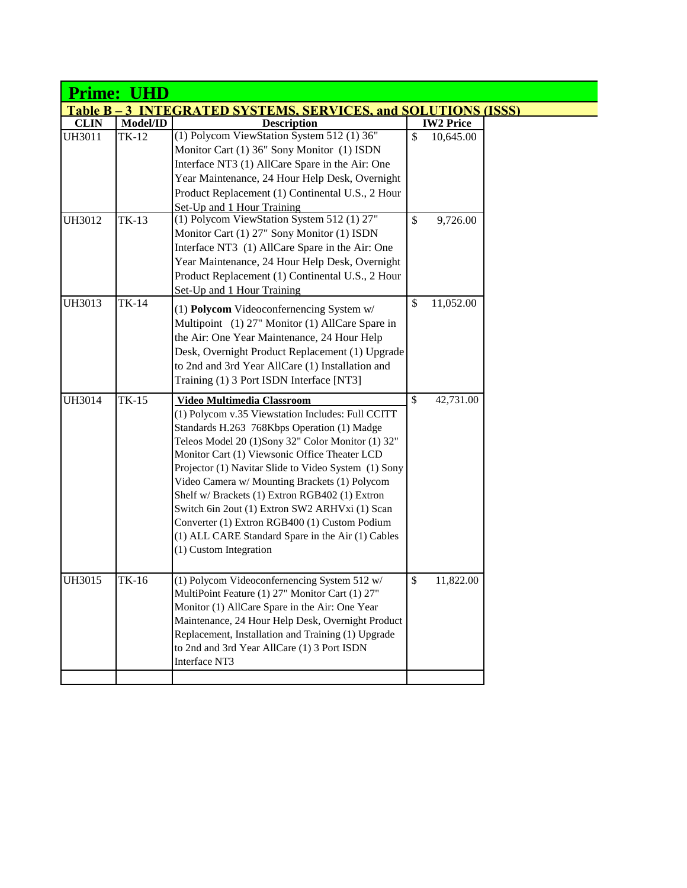## Prime: UHD

### Table B – 3 INTEGRATED SYSTEMS, SERVICES, and SOLUTIONS (ISSS)

| CLIN | Model/ID | Description | IW2 Price |
|---|---|---|---|
| UH3011 | TK-12 | (1) Polycom ViewStation System 512 (1) 36" Monitor Cart (1) 36" Sony Monitor (1) ISDN Interface NT3 (1) AllCare Spare in the Air: One Year Maintenance, 24 Hour Help Desk, Overnight Product Replacement (1) Continental U.S., 2 Hour Set-Up and 1 Hour Training | $ 10,645.00 |
| UH3012 | TK-13 | (1) Polycom ViewStation System 512 (1) 27" Monitor Cart (1) 27" Sony Monitor (1) ISDN Interface NT3 (1) AllCare Spare in the Air: One Year Maintenance, 24 Hour Help Desk, Overnight Product Replacement (1) Continental U.S., 2 Hour Set-Up and 1 Hour Training | $ 9,726.00 |
| UH3013 | TK-14 | (1) **Polycom** Videoconferencing System w/ Multipoint (1) 27" Monitor (1) AllCare Spare in the Air: One Year Maintenance, 24 Hour Help Desk, Overnight Product Replacement (1) Upgrade to 2nd and 3rd Year AllCare (1) Installation and Training (1) 3 Port ISDN Interface [NT3] | $ 11,052.00 |
| UH3014 | TK-15 | **Video Multimedia Classroom** (1) Polycom v.35 Viewstation Includes: Full CCITT Standards H.263 768Kbps Operation (1) Madge Teleos Model 20 (1)Sony 32" Color Monitor (1) 32" Monitor Cart (1) Viewsonic Office Theater LCD Projector (1) Navitar Slide to Video System (1) Sony Video Camera w/ Mounting Brackets (1) Polycom Shelf w/ Brackets (1) Extron RGB402 (1) Extron Switch 6in 2out (1) Extron SW2 ARHVxi (1) Scan Converter (1) Extron RGB400 (1) Custom Podium (1) ALL CARE Standard Spare in the Air (1) Cables (1) Custom Integration | $ 42,731.00 |
| UH3015 | TK-16 | (1) Polycom Videoconferencing System 512 w/ MultiPoint Feature (1) 27" Monitor Cart (1) 27" Monitor (1) AllCare Spare in the Air: One Year Maintenance, 24 Hour Help Desk, Overnight Product Replacement, Installation and Training (1) Upgrade to 2nd and 3rd Year AllCare (1) 3 Port ISDN Interface NT3 | $ 11,822.00 |
| | | | |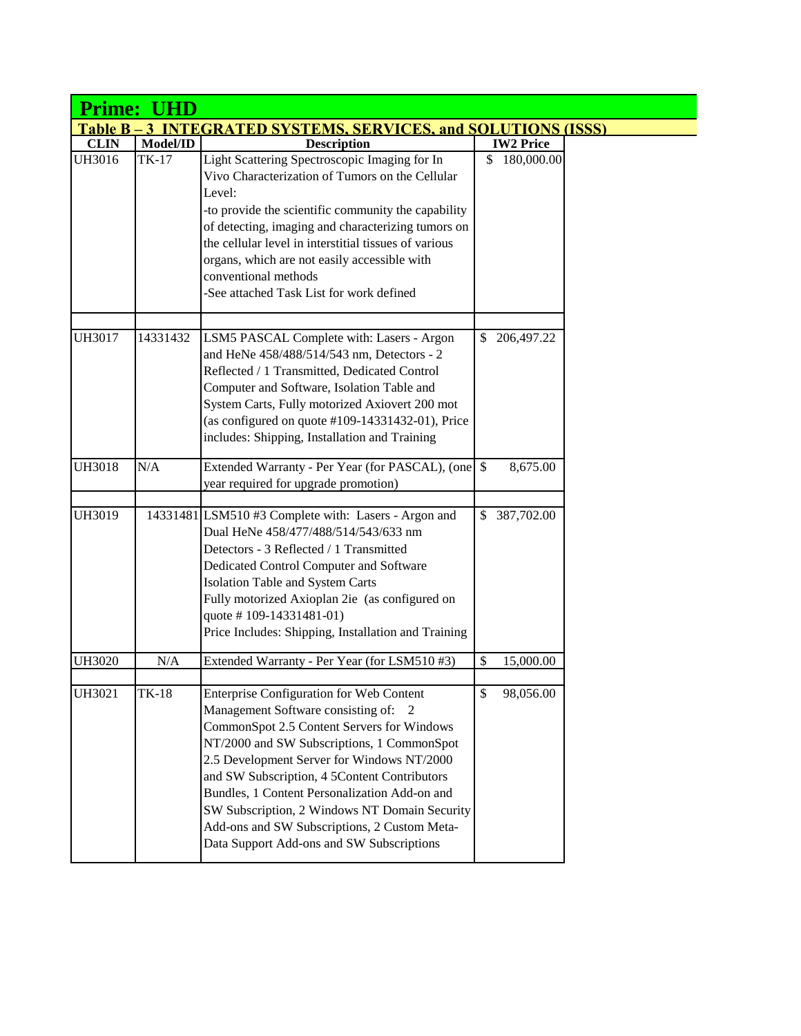## Prime: UHD

### Table B – 3 INTEGRATED SYSTEMS, SERVICES, and SOLUTIONS (ISSS)

| CLIN | Model/ID | Description | IW2 Price |
|---|---|---|---|
| UH3016 | TK-17 | Light Scattering Spectroscopic Imaging for In Vivo Characterization of Tumors on the Cellular Level:<br>-to provide the scientific community the capability of detecting, imaging and characterizing tumors on the cellular level in interstitial tissues of various organs, which are not easily accessible with conventional methods<br>-See attached Task List for work defined | $ 180,000.00 |
| | | | |
| UH3017 | 14331432 | LSM5 PASCAL Complete with: Lasers - Argon and HeNe 458/488/514/543 nm, Detectors - 2 Reflected / 1 Transmitted, Dedicated Control Computer and Software, Isolation Table and System Carts, Fully motorized Axiovert 200 mot (as configured on quote #109-14331432-01), Price includes: Shipping, Installation and Training | $ 206,497.22 |
| UH3018 | N/A | Extended Warranty - Per Year (for PASCAL), (one year required for upgrade promotion) | $ 8,675.00 |
| | | | |
| UH3019 | 14331481 | LSM510 #3 Complete with: Lasers - Argon and Dual HeNe 458/477/488/514/543/633 nm<br>Detectors - 3 Reflected / 1 Transmitted<br>Dedicated Control Computer and Software<br>Isolation Table and System Carts<br>Fully motorized Axioplan 2ie (as configured on quote # 109-14331481-01)<br>Price Includes: Shipping, Installation and Training | $ 387,702.00 |
| UH3020 | N/A | Extended Warranty - Per Year (for LSM510 #3) | $ 15,000.00 |
| | | | |
| UH3021 | TK-18 | Enterprise Configuration for Web Content Management Software consisting of: 2 CommonSpot 2.5 Content Servers for Windows NT/2000 and SW Subscriptions, 1 CommonSpot 2.5 Development Server for Windows NT/2000 and SW Subscription, 4 5Content Contributors Bundles, 1 Content Personalization Add-on and SW Subscription, 2 Windows NT Domain Security Add-ons and SW Subscriptions, 2 Custom Meta-Data Support Add-ons and SW Subscriptions | $ 98,056.00 |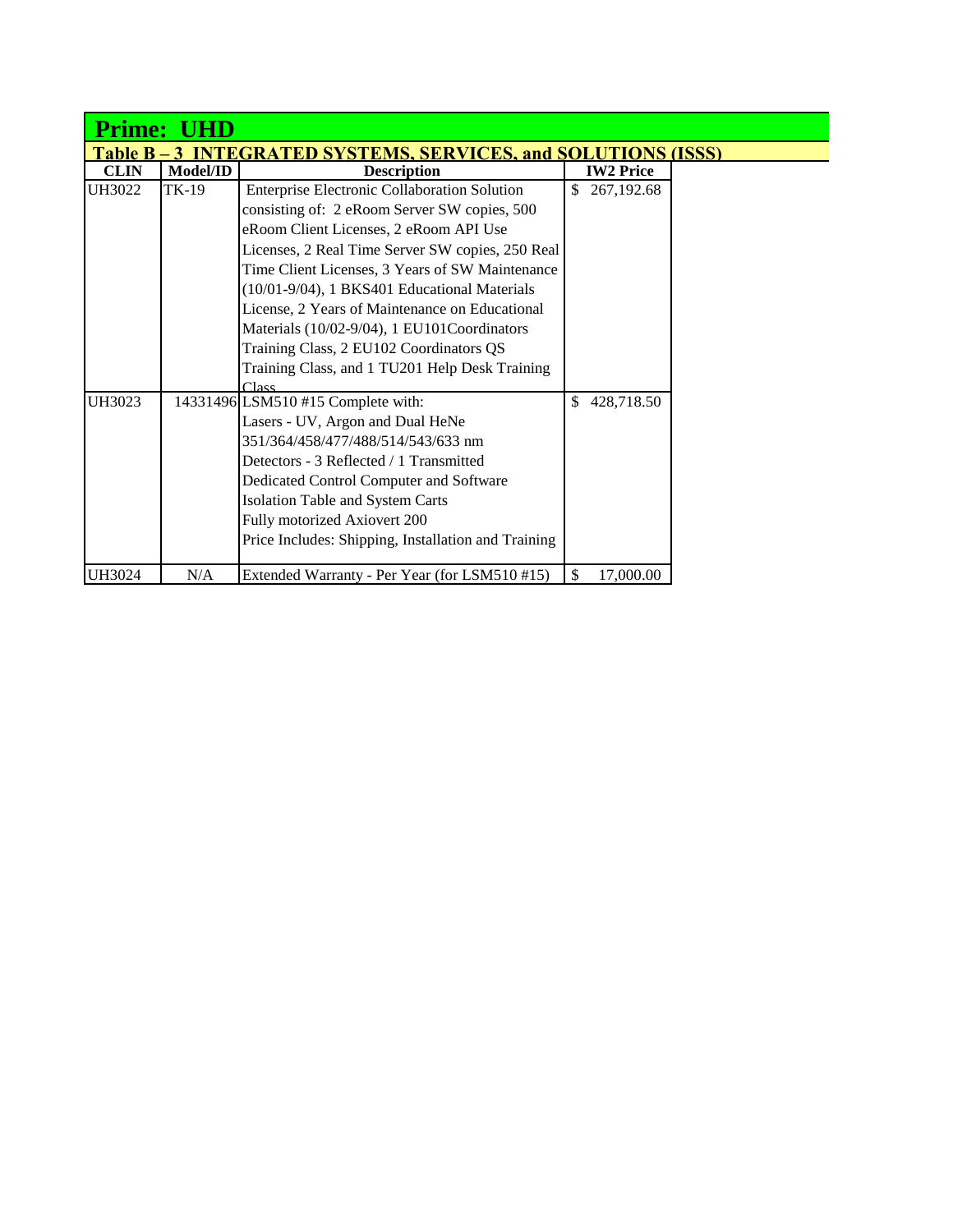# Prime: UHD

## Table B – 3 INTEGRATED SYSTEMS, SERVICES, and SOLUTIONS (ISSS)

| CLIN | Model/ID | Description | IW2 Price |
|---|---|---|---|
| UH3022 | TK-19 | Enterprise Electronic Collaboration Solution consisting of: 2 eRoom Server SW copies, 500 eRoom Client Licenses, 2 eRoom API Use Licenses, 2 Real Time Server SW copies, 250 Real Time Client Licenses, 3 Years of SW Maintenance (10/01-9/04), 1 BKS401 Educational Materials License, 2 Years of Maintenance on Educational Materials (10/02-9/04), 1 EU101Coordinators Training Class, 2 EU102 Coordinators QS Training Class, and 1 TU201 Help Desk Training Class | $ 267,192.68 |
| UH3023 | 14331496 | LSM510 #15 Complete with:<br>Lasers - UV, Argon and Dual HeNe 351/364/458/477/488/514/543/633 nm<br>Detectors - 3 Reflected / 1 Transmitted<br>Dedicated Control Computer and Software<br>Isolation Table and System Carts<br>Fully motorized Axiovert 200<br>Price Includes: Shipping, Installation and Training | $ 428,718.50 |
| UH3024 | N/A | Extended Warranty - Per Year (for LSM510 #15) | $ 17,000.00 |